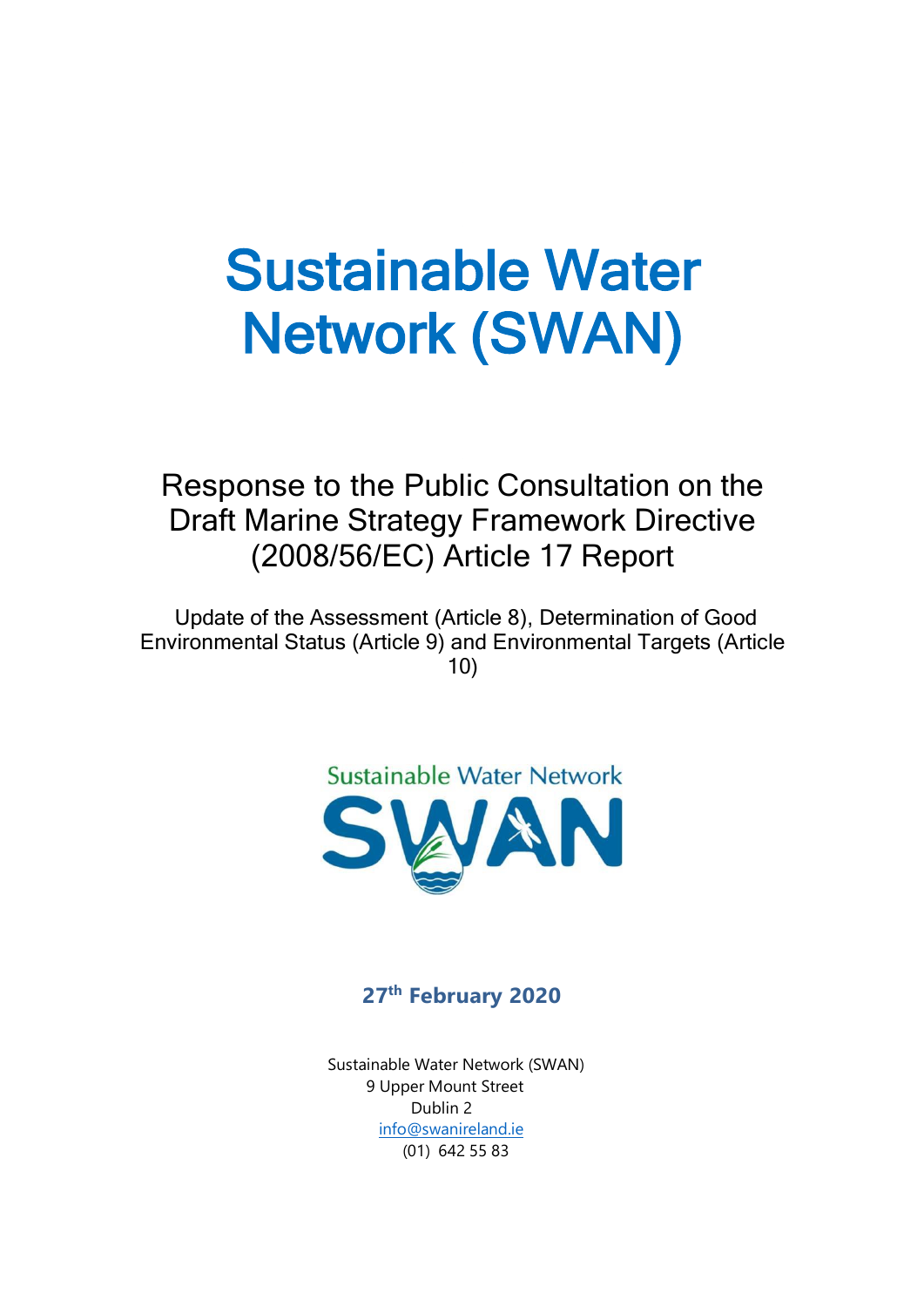# Sustainable Water Network (SWAN)

## Response to the Public Consultation on the Draft Marine Strategy Framework Directive (2008/56/EC) Article 17 Report

Update of the Assessment (Article 8), Determination of Good Environmental Status (Article 9) and Environmental Targets (Article 10)

**27th February 2020**

Sustainable Water Network (SWAN)
9 Upper Mount Street
Dublin 2
info@swanireland.ie
(01) 642 55 83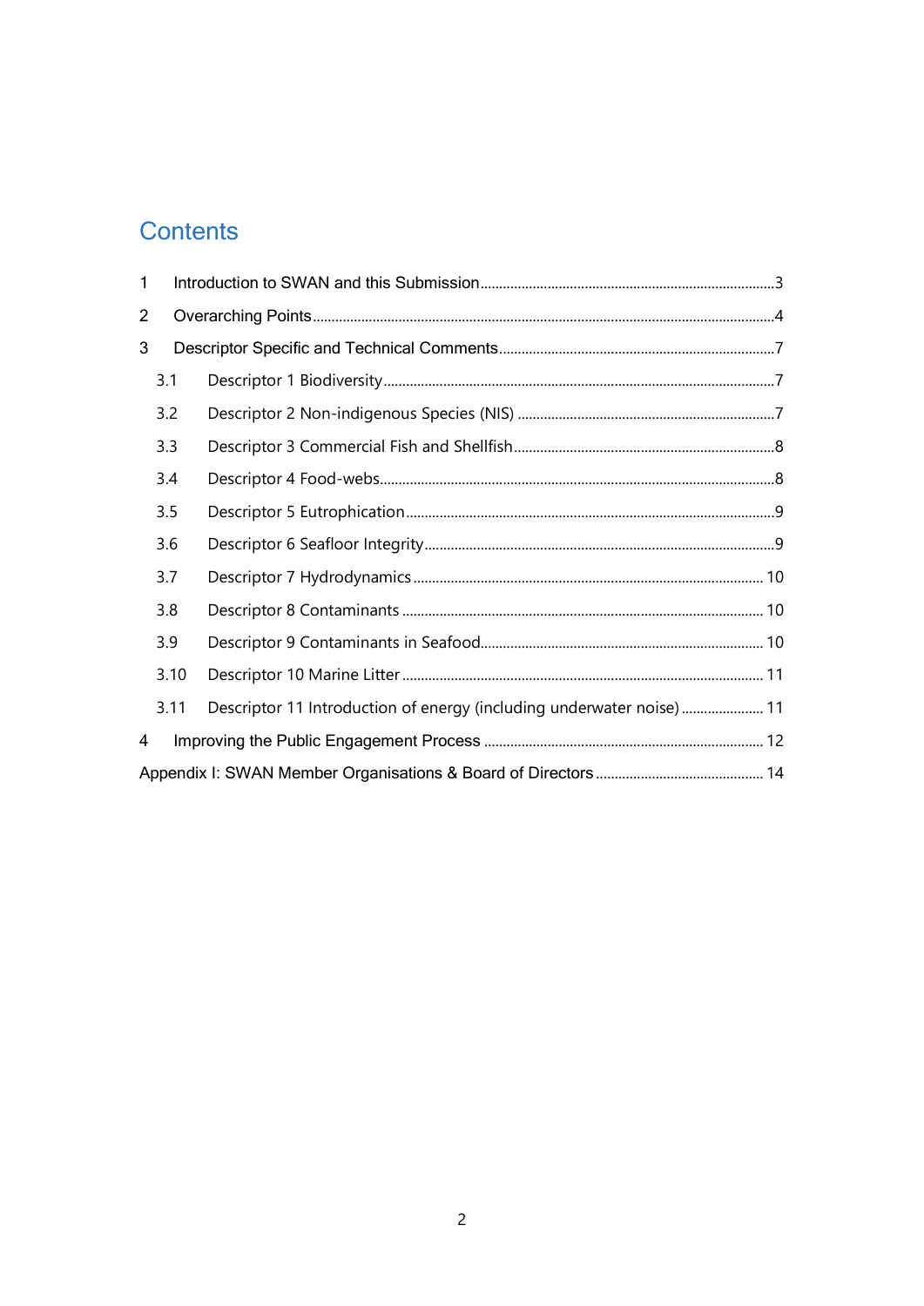# Contents

1 Introduction to SWAN and this Submission....3

2 Overarching Points....4

3 Descriptor Specific and Technical Comments....7

- 3.1 Descriptor 1 Biodiversity....7
- 3.2 Descriptor 2 Non-indigenous Species (NIS)....7
- 3.3 Descriptor 3 Commercial Fish and Shellfish....8
- 3.4 Descriptor 4 Food-webs....8
- 3.5 Descriptor 5 Eutrophication....9
- 3.6 Descriptor 6 Seafloor Integrity....9
- 3.7 Descriptor 7 Hydrodynamics....10
- 3.8 Descriptor 8 Contaminants....10
- 3.9 Descriptor 9 Contaminants in Seafood....10
- 3.10 Descriptor 10 Marine Litter....11
- 3.11 Descriptor 11 Introduction of energy (including underwater noise)....11

4 Improving the Public Engagement Process....12

Appendix I: SWAN Member Organisations & Board of Directors....14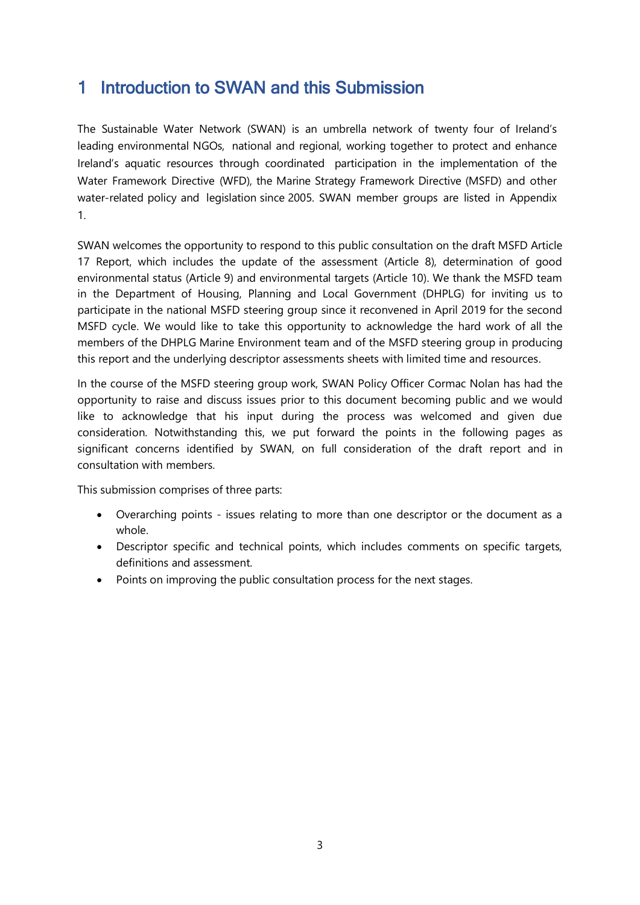# 1 Introduction to SWAN and this Submission

The Sustainable Water Network (SWAN) is an umbrella network of twenty four of Ireland's leading environmental NGOs, national and regional, working together to protect and enhance Ireland's aquatic resources through coordinated participation in the implementation of the Water Framework Directive (WFD), the Marine Strategy Framework Directive (MSFD) and other water-related policy and legislation since 2005. SWAN member groups are listed in Appendix 1.

SWAN welcomes the opportunity to respond to this public consultation on the draft MSFD Article 17 Report, which includes the update of the assessment (Article 8), determination of good environmental status (Article 9) and environmental targets (Article 10). We thank the MSFD team in the Department of Housing, Planning and Local Government (DHPLG) for inviting us to participate in the national MSFD steering group since it reconvened in April 2019 for the second MSFD cycle. We would like to take this opportunity to acknowledge the hard work of all the members of the DHPLG Marine Environment team and of the MSFD steering group in producing this report and the underlying descriptor assessments sheets with limited time and resources.

In the course of the MSFD steering group work, SWAN Policy Officer Cormac Nolan has had the opportunity to raise and discuss issues prior to this document becoming public and we would like to acknowledge that his input during the process was welcomed and given due consideration. Notwithstanding this, we put forward the points in the following pages as significant concerns identified by SWAN, on full consideration of the draft report and in consultation with members.

This submission comprises of three parts:

- Overarching points - issues relating to more than one descriptor or the document as a whole.
- Descriptor specific and technical points, which includes comments on specific targets, definitions and assessment.
- Points on improving the public consultation process for the next stages.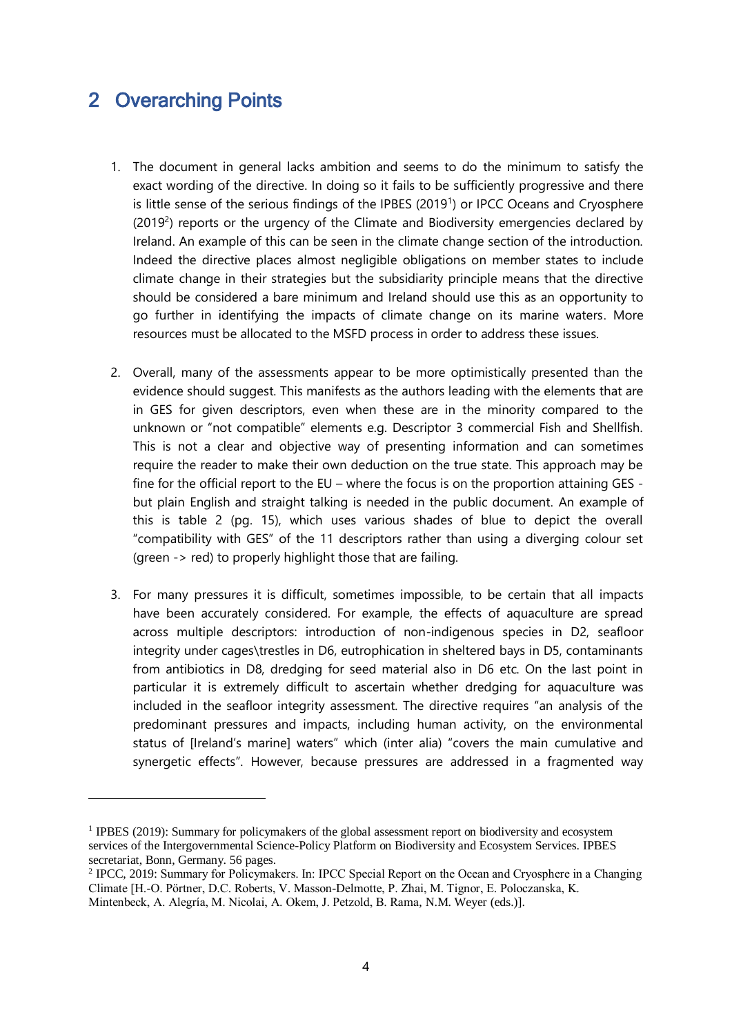## 2 Overarching Points

1. The document in general lacks ambition and seems to do the minimum to satisfy the exact wording of the directive. In doing so it fails to be sufficiently progressive and there is little sense of the serious findings of the IPBES (2019[1]) or IPCC Oceans and Cryosphere (2019[2]) reports or the urgency of the Climate and Biodiversity emergencies declared by Ireland. An example of this can be seen in the climate change section of the introduction. Indeed the directive places almost negligible obligations on member states to include climate change in their strategies but the subsidiarity principle means that the directive should be considered a bare minimum and Ireland should use this as an opportunity to go further in identifying the impacts of climate change on its marine waters. More resources must be allocated to the MSFD process in order to address these issues.

2. Overall, many of the assessments appear to be more optimistically presented than the evidence should suggest. This manifests as the authors leading with the elements that are in GES for given descriptors, even when these are in the minority compared to the unknown or "not compatible" elements e.g. Descriptor 3 commercial Fish and Shellfish. This is not a clear and objective way of presenting information and can sometimes require the reader to make their own deduction on the true state. This approach may be fine for the official report to the EU – where the focus is on the proportion attaining GES - but plain English and straight talking is needed in the public document. An example of this is table 2 (pg. 15), which uses various shades of blue to depict the overall "compatibility with GES" of the 11 descriptors rather than using a diverging colour set (green -> red) to properly highlight those that are failing.

3. For many pressures it is difficult, sometimes impossible, to be certain that all impacts have been accurately considered. For example, the effects of aquaculture are spread across multiple descriptors: introduction of non-indigenous species in D2, seafloor integrity under cages\trestles in D6, eutrophication in sheltered bays in D5, contaminants from antibiotics in D8, dredging for seed material also in D6 etc. On the last point in particular it is extremely difficult to ascertain whether dredging for aquaculture was included in the seafloor integrity assessment. The directive requires "an analysis of the predominant pressures and impacts, including human activity, on the environmental status of [Ireland's marine] waters" which (inter alia) "covers the main cumulative and synergetic effects". However, because pressures are addressed in a fragmented way

---

[1] IPBES (2019): Summary for policymakers of the global assessment report on biodiversity and ecosystem services of the Intergovernmental Science-Policy Platform on Biodiversity and Ecosystem Services. IPBES secretariat, Bonn, Germany. 56 pages.

[2] IPCC, 2019: Summary for Policymakers. In: IPCC Special Report on the Ocean and Cryosphere in a Changing Climate [H.-O. Pörtner, D.C. Roberts, V. Masson-Delmotte, P. Zhai, M. Tignor, E. Poloczanska, K. Mintenbeck, A. Alegría, M. Nicolai, A. Okem, J. Petzold, B. Rama, N.M. Weyer (eds.)].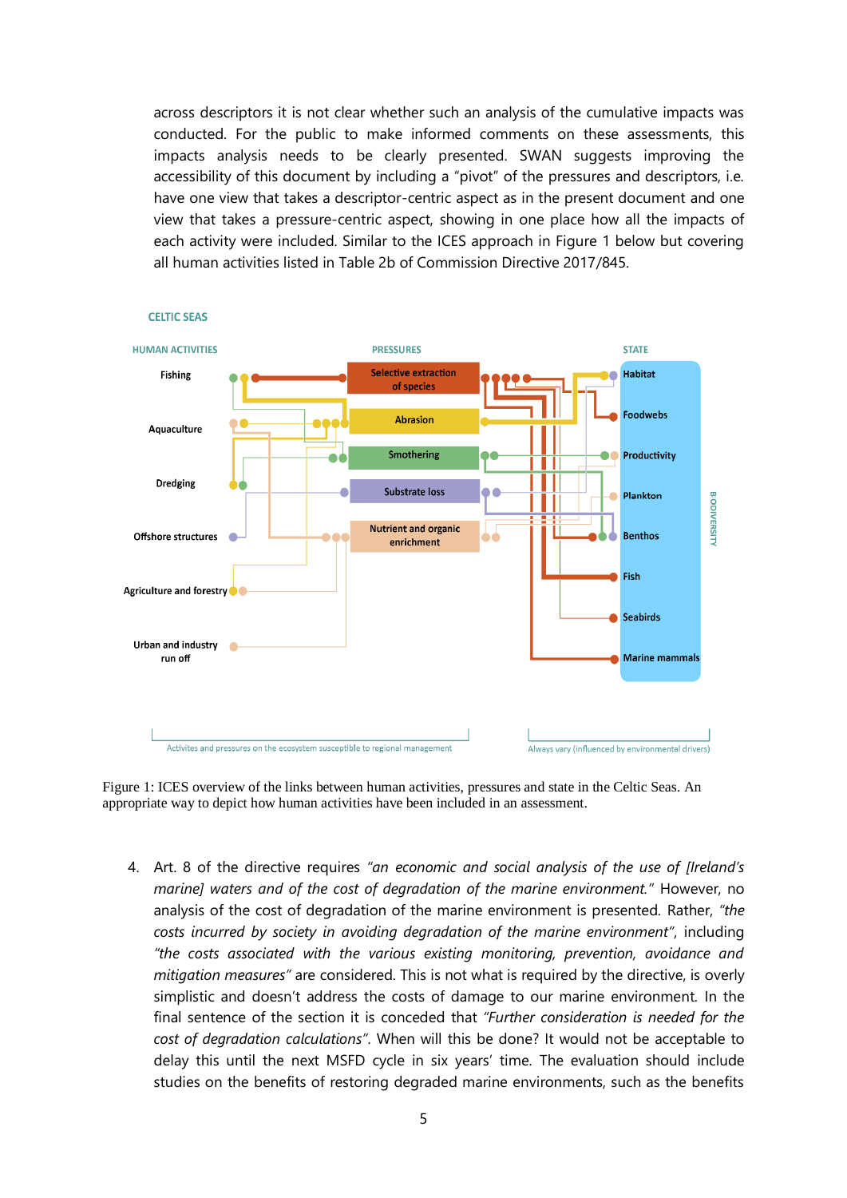across descriptors it is not clear whether such an analysis of the cumulative impacts was conducted. For the public to make informed comments on these assessments, this impacts analysis needs to be clearly presented. SWAN suggests improving the accessibility of this document by including a "pivot" of the pressures and descriptors, i.e. have one view that takes a descriptor-centric aspect as in the present document and one view that takes a pressure-centric aspect, showing in one place how all the impacts of each activity were included. Similar to the ICES approach in Figure 1 below but covering all human activities listed in Table 2b of Commission Directive 2017/845.

Figure 1: ICES overview of the links between human activities, pressures and state in the Celtic Seas. An appropriate way to depict how human activities have been included in an assessment.

4. Art. 8 of the directive requires *"an economic and social analysis of the use of [Ireland's marine] waters and of the cost of degradation of the marine environment."* However, no analysis of the cost of degradation of the marine environment is presented. Rather, *"the costs incurred by society in avoiding degradation of the marine environment"*, including *"the costs associated with the various existing monitoring, prevention, avoidance and mitigation measures"* are considered. This is not what is required by the directive, is overly simplistic and doesn't address the costs of damage to our marine environment. In the final sentence of the section it is conceded that *"Further consideration is needed for the cost of degradation calculations"*. When will this be done? It would not be acceptable to delay this until the next MSFD cycle in six years' time. The evaluation should include studies on the benefits of restoring degraded marine environments, such as the benefits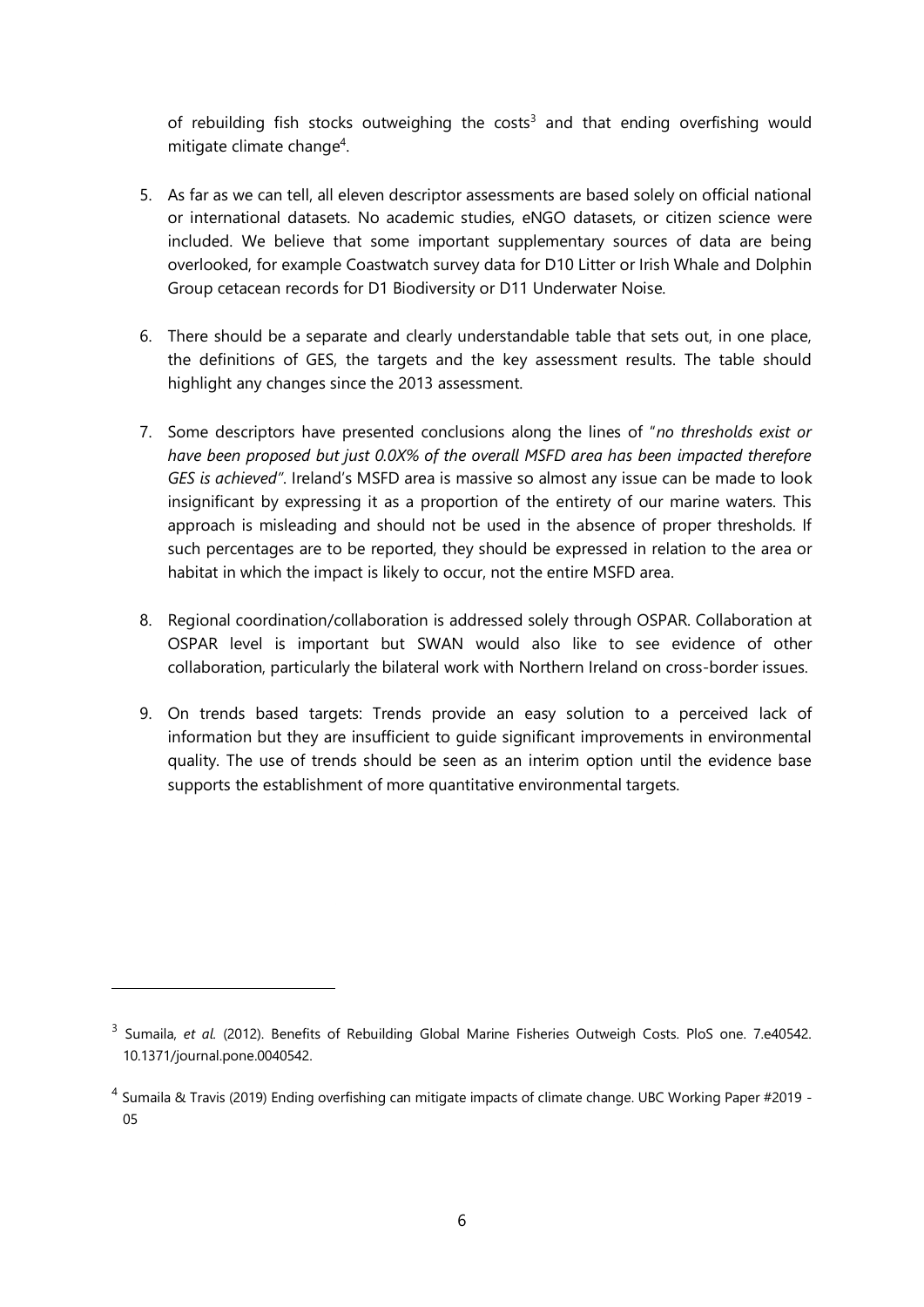of rebuilding fish stocks outweighing the costs[3] and that ending overfishing would mitigate climate change[4].

5. As far as we can tell, all eleven descriptor assessments are based solely on official national or international datasets. No academic studies, eNGO datasets, or citizen science were included. We believe that some important supplementary sources of data are being overlooked, for example Coastwatch survey data for D10 Litter or Irish Whale and Dolphin Group cetacean records for D1 Biodiversity or D11 Underwater Noise.

6. There should be a separate and clearly understandable table that sets out, in one place, the definitions of GES, the targets and the key assessment results. The table should highlight any changes since the 2013 assessment.

7. Some descriptors have presented conclusions along the lines of "*no thresholds exist or have been proposed but just 0.0X% of the overall MSFD area has been impacted therefore GES is achieved"*. Ireland's MSFD area is massive so almost any issue can be made to look insignificant by expressing it as a proportion of the entirety of our marine waters. This approach is misleading and should not be used in the absence of proper thresholds. If such percentages are to be reported, they should be expressed in relation to the area or habitat in which the impact is likely to occur, not the entire MSFD area.

8. Regional coordination/collaboration is addressed solely through OSPAR. Collaboration at OSPAR level is important but SWAN would also like to see evidence of other collaboration, particularly the bilateral work with Northern Ireland on cross-border issues.

9. On trends based targets: Trends provide an easy solution to a perceived lack of information but they are insufficient to guide significant improvements in environmental quality. The use of trends should be seen as an interim option until the evidence base supports the establishment of more quantitative environmental targets.

---

[3] Sumaila, *et al.* (2012). Benefits of Rebuilding Global Marine Fisheries Outweigh Costs. PloS one. 7.e40542. 10.1371/journal.pone.0040542.

[4] Sumaila & Travis (2019) Ending overfishing can mitigate impacts of climate change. UBC Working Paper #2019 - 05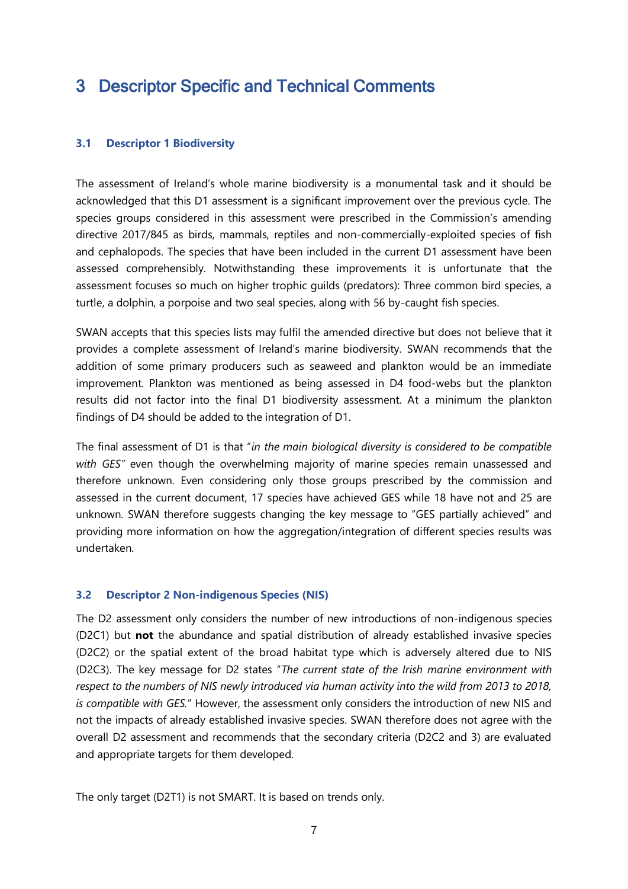# 3 Descriptor Specific and Technical Comments

### 3.1 Descriptor 1 Biodiversity

The assessment of Ireland's whole marine biodiversity is a monumental task and it should be acknowledged that this D1 assessment is a significant improvement over the previous cycle. The species groups considered in this assessment were prescribed in the Commission's amending directive 2017/845 as birds, mammals, reptiles and non-commercially-exploited species of fish and cephalopods. The species that have been included in the current D1 assessment have been assessed comprehensibly. Notwithstanding these improvements it is unfortunate that the assessment focuses so much on higher trophic guilds (predators): Three common bird species, a turtle, a dolphin, a porpoise and two seal species, along with 56 by-caught fish species.

SWAN accepts that this species lists may fulfil the amended directive but does not believe that it provides a complete assessment of Ireland's marine biodiversity. SWAN recommends that the addition of some primary producers such as seaweed and plankton would be an immediate improvement. Plankton was mentioned as being assessed in D4 food-webs but the plankton results did not factor into the final D1 biodiversity assessment. At a minimum the plankton findings of D4 should be added to the integration of D1.

The final assessment of D1 is that "*in the main biological diversity is considered to be compatible with GES"* even though the overwhelming majority of marine species remain unassessed and therefore unknown. Even considering only those groups prescribed by the commission and assessed in the current document, 17 species have achieved GES while 18 have not and 25 are unknown. SWAN therefore suggests changing the key message to "GES partially achieved" and providing more information on how the aggregation/integration of different species results was undertaken.

### 3.2 Descriptor 2 Non-indigenous Species (NIS)

The D2 assessment only considers the number of new introductions of non-indigenous species (D2C1) but **not** the abundance and spatial distribution of already established invasive species (D2C2) or the spatial extent of the broad habitat type which is adversely altered due to NIS (D2C3). The key message for D2 states "*The current state of the Irish marine environment with respect to the numbers of NIS newly introduced via human activity into the wild from 2013 to 2018, is compatible with GES.*" However, the assessment only considers the introduction of new NIS and not the impacts of already established invasive species. SWAN therefore does not agree with the overall D2 assessment and recommends that the secondary criteria (D2C2 and 3) are evaluated and appropriate targets for them developed.

The only target (D2T1) is not SMART. It is based on trends only.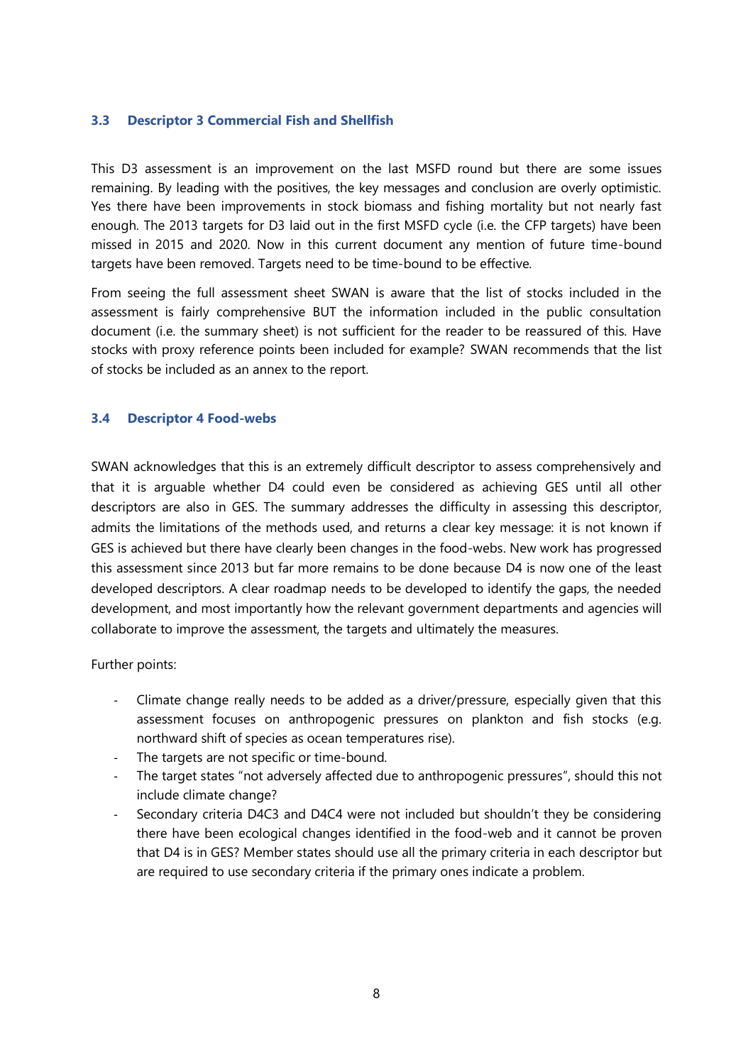### 3.3 Descriptor 3 Commercial Fish and Shellfish

This D3 assessment is an improvement on the last MSFD round but there are some issues remaining. By leading with the positives, the key messages and conclusion are overly optimistic. Yes there have been improvements in stock biomass and fishing mortality but not nearly fast enough. The 2013 targets for D3 laid out in the first MSFD cycle (i.e. the CFP targets) have been missed in 2015 and 2020. Now in this current document any mention of future time-bound targets have been removed. Targets need to be time-bound to be effective.

From seeing the full assessment sheet SWAN is aware that the list of stocks included in the assessment is fairly comprehensive BUT the information included in the public consultation document (i.e. the summary sheet) is not sufficient for the reader to be reassured of this. Have stocks with proxy reference points been included for example? SWAN recommends that the list of stocks be included as an annex to the report.

### 3.4 Descriptor 4 Food-webs

SWAN acknowledges that this is an extremely difficult descriptor to assess comprehensively and that it is arguable whether D4 could even be considered as achieving GES until all other descriptors are also in GES. The summary addresses the difficulty in assessing this descriptor, admits the limitations of the methods used, and returns a clear key message: it is not known if GES is achieved but there have clearly been changes in the food-webs. New work has progressed this assessment since 2013 but far more remains to be done because D4 is now one of the least developed descriptors. A clear roadmap needs to be developed to identify the gaps, the needed development, and most importantly how the relevant government departments and agencies will collaborate to improve the assessment, the targets and ultimately the measures.

Further points:

- Climate change really needs to be added as a driver/pressure, especially given that this assessment focuses on anthropogenic pressures on plankton and fish stocks (e.g. northward shift of species as ocean temperatures rise).
- The targets are not specific or time-bound.
- The target states "not adversely affected due to anthropogenic pressures", should this not include climate change?
- Secondary criteria D4C3 and D4C4 were not included but shouldn't they be considering there have been ecological changes identified in the food-web and it cannot be proven that D4 is in GES? Member states should use all the primary criteria in each descriptor but are required to use secondary criteria if the primary ones indicate a problem.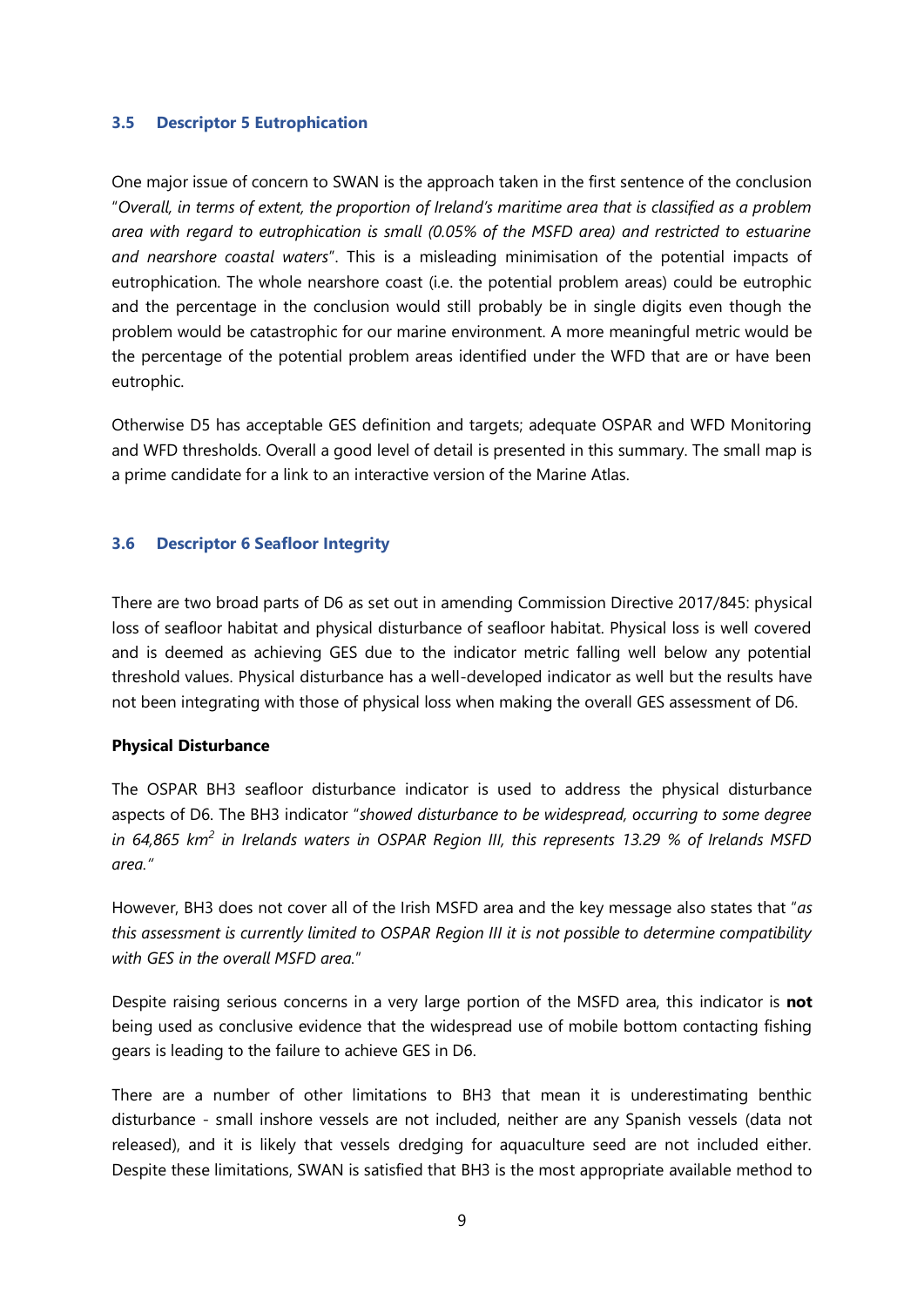### 3.5 Descriptor 5 Eutrophication

One major issue of concern to SWAN is the approach taken in the first sentence of the conclusion "*Overall, in terms of extent, the proportion of Ireland's maritime area that is classified as a problem area with regard to eutrophication is small (0.05% of the MSFD area) and restricted to estuarine and nearshore coastal waters*". This is a misleading minimisation of the potential impacts of eutrophication. The whole nearshore coast (i.e. the potential problem areas) could be eutrophic and the percentage in the conclusion would still probably be in single digits even though the problem would be catastrophic for our marine environment. A more meaningful metric would be the percentage of the potential problem areas identified under the WFD that are or have been eutrophic.

Otherwise D5 has acceptable GES definition and targets; adequate OSPAR and WFD Monitoring and WFD thresholds. Overall a good level of detail is presented in this summary. The small map is a prime candidate for a link to an interactive version of the Marine Atlas.

### 3.6 Descriptor 6 Seafloor Integrity

There are two broad parts of D6 as set out in amending Commission Directive 2017/845: physical loss of seafloor habitat and physical disturbance of seafloor habitat. Physical loss is well covered and is deemed as achieving GES due to the indicator metric falling well below any potential threshold values. Physical disturbance has a well-developed indicator as well but the results have not been integrating with those of physical loss when making the overall GES assessment of D6.

**Physical Disturbance**

The OSPAR BH3 seafloor disturbance indicator is used to address the physical disturbance aspects of D6. The BH3 indicator "*showed disturbance to be widespread, occurring to some degree in 64,865 km$^2$ in Irelands waters in OSPAR Region III, this represents 13.29 % of Irelands MSFD area.*"

However, BH3 does not cover all of the Irish MSFD area and the key message also states that "*as this assessment is currently limited to OSPAR Region III it is not possible to determine compatibility with GES in the overall MSFD area.*"

Despite raising serious concerns in a very large portion of the MSFD area, this indicator is **not** being used as conclusive evidence that the widespread use of mobile bottom contacting fishing gears is leading to the failure to achieve GES in D6.

There are a number of other limitations to BH3 that mean it is underestimating benthic disturbance - small inshore vessels are not included, neither are any Spanish vessels (data not released), and it is likely that vessels dredging for aquaculture seed are not included either. Despite these limitations, SWAN is satisfied that BH3 is the most appropriate available method to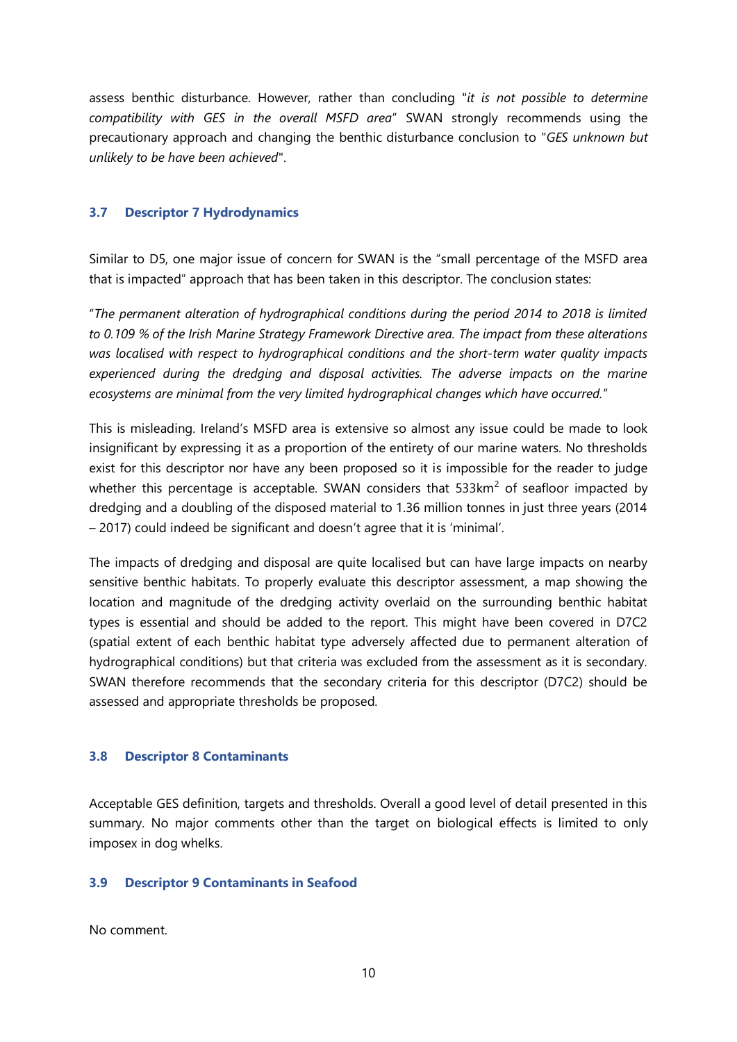assess benthic disturbance. However, rather than concluding "*it is not possible to determine compatibility with GES in the overall MSFD area*" SWAN strongly recommends using the precautionary approach and changing the benthic disturbance conclusion to "*GES unknown but unlikely to be have been achieved*".

### 3.7 Descriptor 7 Hydrodynamics

Similar to D5, one major issue of concern for SWAN is the "small percentage of the MSFD area that is impacted" approach that has been taken in this descriptor. The conclusion states:

"*The permanent alteration of hydrographical conditions during the period 2014 to 2018 is limited to 0.109 % of the Irish Marine Strategy Framework Directive area. The impact from these alterations was localised with respect to hydrographical conditions and the short-term water quality impacts experienced during the dredging and disposal activities. The adverse impacts on the marine ecosystems are minimal from the very limited hydrographical changes which have occurred.*"

This is misleading. Ireland's MSFD area is extensive so almost any issue could be made to look insignificant by expressing it as a proportion of the entirety of our marine waters. No thresholds exist for this descriptor nor have any been proposed so it is impossible for the reader to judge whether this percentage is acceptable. SWAN considers that $533km^2$ of seafloor impacted by dredging and a doubling of the disposed material to 1.36 million tonnes in just three years (2014 – 2017) could indeed be significant and doesn't agree that it is 'minimal'.

The impacts of dredging and disposal are quite localised but can have large impacts on nearby sensitive benthic habitats. To properly evaluate this descriptor assessment, a map showing the location and magnitude of the dredging activity overlaid on the surrounding benthic habitat types is essential and should be added to the report. This might have been covered in D7C2 (spatial extent of each benthic habitat type adversely affected due to permanent alteration of hydrographical conditions) but that criteria was excluded from the assessment as it is secondary. SWAN therefore recommends that the secondary criteria for this descriptor (D7C2) should be assessed and appropriate thresholds be proposed.

### 3.8 Descriptor 8 Contaminants

Acceptable GES definition, targets and thresholds. Overall a good level of detail presented in this summary. No major comments other than the target on biological effects is limited to only imposex in dog whelks.

### 3.9 Descriptor 9 Contaminants in Seafood

No comment.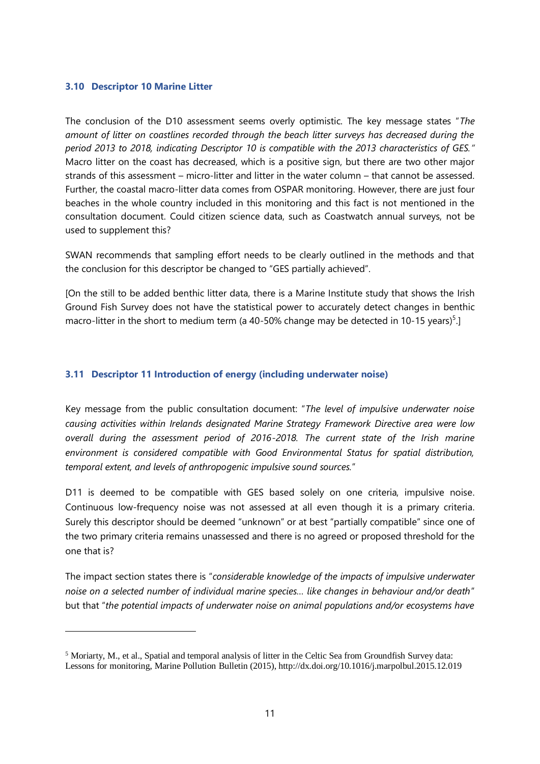### 3.10 Descriptor 10 Marine Litter

The conclusion of the D10 assessment seems overly optimistic. The key message states "*The amount of litter on coastlines recorded through the beach litter surveys has decreased during the period 2013 to 2018, indicating Descriptor 10 is compatible with the 2013 characteristics of GES.*" Macro litter on the coast has decreased, which is a positive sign, but there are two other major strands of this assessment – micro-litter and litter in the water column – that cannot be assessed. Further, the coastal macro-litter data comes from OSPAR monitoring. However, there are just four beaches in the whole country included in this monitoring and this fact is not mentioned in the consultation document. Could citizen science data, such as Coastwatch annual surveys, not be used to supplement this?

SWAN recommends that sampling effort needs to be clearly outlined in the methods and that the conclusion for this descriptor be changed to "GES partially achieved".

[On the still to be added benthic litter data, there is a Marine Institute study that shows the Irish Ground Fish Survey does not have the statistical power to accurately detect changes in benthic macro-litter in the short to medium term (a 40-50% change may be detected in 10-15 years)[5].]

### 3.11 Descriptor 11 Introduction of energy (including underwater noise)

Key message from the public consultation document: "*The level of impulsive underwater noise causing activities within Irelands designated Marine Strategy Framework Directive area were low overall during the assessment period of 2016-2018. The current state of the Irish marine environment is considered compatible with Good Environmental Status for spatial distribution, temporal extent, and levels of anthropogenic impulsive sound sources.*"

D11 is deemed to be compatible with GES based solely on one criteria, impulsive noise. Continuous low-frequency noise was not assessed at all even though it is a primary criteria. Surely this descriptor should be deemed "unknown" or at best "partially compatible" since one of the two primary criteria remains unassessed and there is no agreed or proposed threshold for the one that is?

The impact section states there is "*considerable knowledge of the impacts of impulsive underwater noise on a selected number of individual marine species… like changes in behaviour and/or death*" but that "*the potential impacts of underwater noise on animal populations and/or ecosystems have*

---

[5] Moriarty, M., et al., Spatial and temporal analysis of litter in the Celtic Sea from Groundfish Survey data: Lessons for monitoring, Marine Pollution Bulletin (2015), http://dx.doi.org/10.1016/j.marpolbul.2015.12.019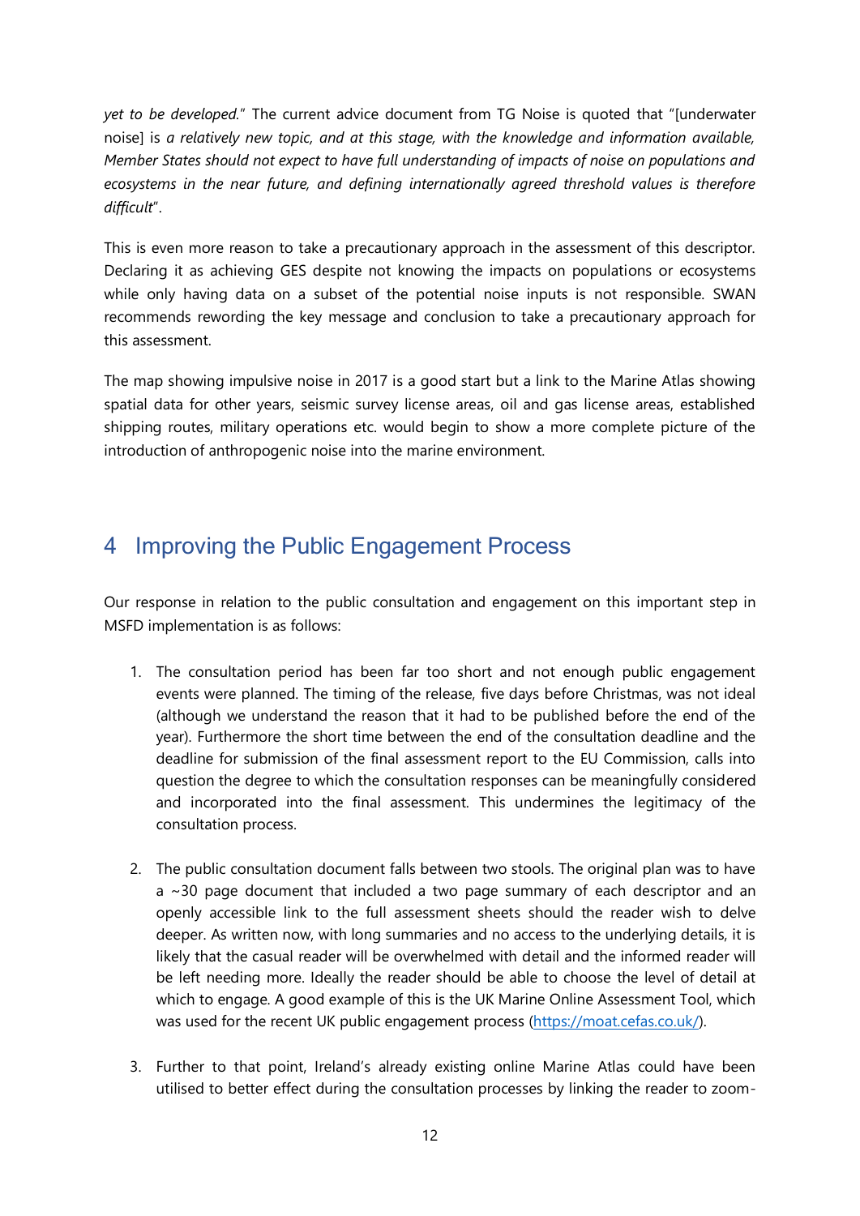*yet to be developed.*" The current advice document from TG Noise is quoted that "[underwater noise] is *a relatively new topic, and at this stage, with the knowledge and information available, Member States should not expect to have full understanding of impacts of noise on populations and ecosystems in the near future, and defining internationally agreed threshold values is therefore difficult*".

This is even more reason to take a precautionary approach in the assessment of this descriptor. Declaring it as achieving GES despite not knowing the impacts on populations or ecosystems while only having data on a subset of the potential noise inputs is not responsible. SWAN recommends rewording the key message and conclusion to take a precautionary approach for this assessment.

The map showing impulsive noise in 2017 is a good start but a link to the Marine Atlas showing spatial data for other years, seismic survey license areas, oil and gas license areas, established shipping routes, military operations etc. would begin to show a more complete picture of the introduction of anthropogenic noise into the marine environment.

# 4 Improving the Public Engagement Process

Our response in relation to the public consultation and engagement on this important step in MSFD implementation is as follows:

1. The consultation period has been far too short and not enough public engagement events were planned. The timing of the release, five days before Christmas, was not ideal (although we understand the reason that it had to be published before the end of the year). Furthermore the short time between the end of the consultation deadline and the deadline for submission of the final assessment report to the EU Commission, calls into question the degree to which the consultation responses can be meaningfully considered and incorporated into the final assessment. This undermines the legitimacy of the consultation process.

2. The public consultation document falls between two stools. The original plan was to have a ~30 page document that included a two page summary of each descriptor and an openly accessible link to the full assessment sheets should the reader wish to delve deeper. As written now, with long summaries and no access to the underlying details, it is likely that the casual reader will be overwhelmed with detail and the informed reader will be left needing more. Ideally the reader should be able to choose the level of detail at which to engage. A good example of this is the UK Marine Online Assessment Tool, which was used for the recent UK public engagement process (https://moat.cefas.co.uk/).

3. Further to that point, Ireland's already existing online Marine Atlas could have been utilised to better effect during the consultation processes by linking the reader to zoom-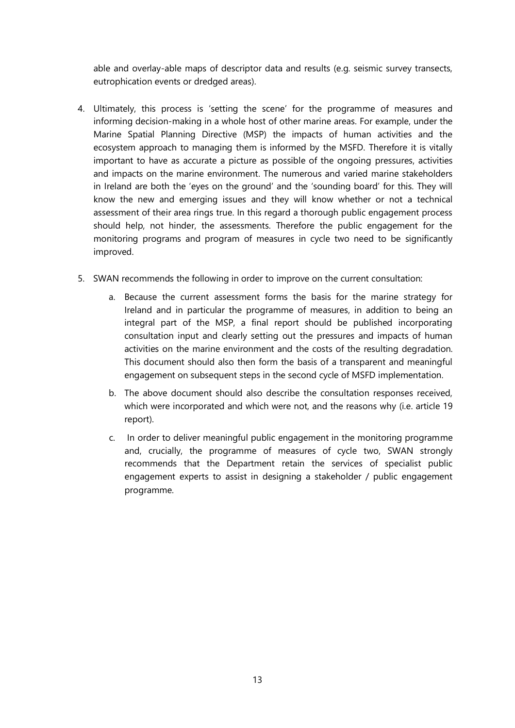able and overlay-able maps of descriptor data and results (e.g. seismic survey transects, eutrophication events or dredged areas).

4. Ultimately, this process is 'setting the scene' for the programme of measures and informing decision-making in a whole host of other marine areas. For example, under the Marine Spatial Planning Directive (MSP) the impacts of human activities and the ecosystem approach to managing them is informed by the MSFD. Therefore it is vitally important to have as accurate a picture as possible of the ongoing pressures, activities and impacts on the marine environment. The numerous and varied marine stakeholders in Ireland are both the 'eyes on the ground' and the 'sounding board' for this. They will know the new and emerging issues and they will know whether or not a technical assessment of their area rings true. In this regard a thorough public engagement process should help, not hinder, the assessments. Therefore the public engagement for the monitoring programs and program of measures in cycle two need to be significantly improved.

5. SWAN recommends the following in order to improve on the current consultation:

   a. Because the current assessment forms the basis for the marine strategy for Ireland and in particular the programme of measures, in addition to being an integral part of the MSP, a final report should be published incorporating consultation input and clearly setting out the pressures and impacts of human activities on the marine environment and the costs of the resulting degradation. This document should also then form the basis of a transparent and meaningful engagement on subsequent steps in the second cycle of MSFD implementation.

   b. The above document should also describe the consultation responses received, which were incorporated and which were not, and the reasons why (i.e. article 19 report).

   c. In order to deliver meaningful public engagement in the monitoring programme and, crucially, the programme of measures of cycle two, SWAN strongly recommends that the Department retain the services of specialist public engagement experts to assist in designing a stakeholder / public engagement programme.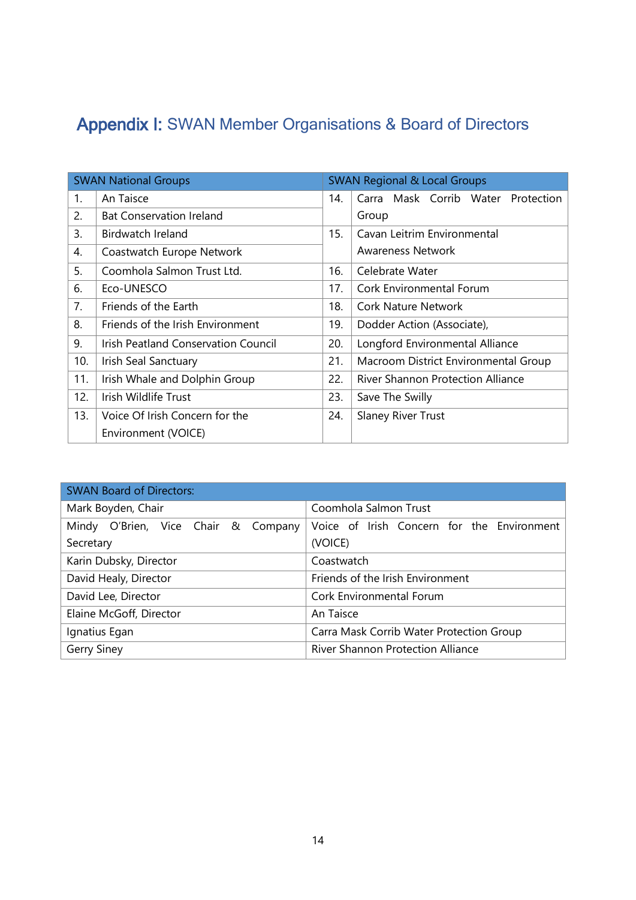# Appendix I: SWAN Member Organisations & Board of Directors

| SWAN National Groups | | SWAN Regional & Local Groups | |
|---|---|---|---|
| 1. | An Taisce | 14. | Carra Mask Corrib Water Protection Group |
| 2. | Bat Conservation Ireland | | |
| 3. | Birdwatch Ireland | 15. | Cavan Leitrim Environmental Awareness Network |
| 4. | Coastwatch Europe Network | | |
| 5. | Coomhola Salmon Trust Ltd. | 16. | Celebrate Water |
| 6. | Eco-UNESCO | 17. | Cork Environmental Forum |
| 7. | Friends of the Earth | 18. | Cork Nature Network |
| 8. | Friends of the Irish Environment | 19. | Dodder Action (Associate), |
| 9. | Irish Peatland Conservation Council | 20. | Longford Environmental Alliance |
| 10. | Irish Seal Sanctuary | 21. | Macroom District Environmental Group |
| 11. | Irish Whale and Dolphin Group | 22. | River Shannon Protection Alliance |
| 12. | Irish Wildlife Trust | 23. | Save The Swilly |
| 13. | Voice Of Irish Concern for the Environment (VOICE) | 24. | Slaney River Trust |

| SWAN Board of Directors: | |
|---|---|
| Mark Boyden, Chair | Coomhola Salmon Trust |
| Mindy O'Brien, Vice Chair & Company Secretary | Voice of Irish Concern for the Environment (VOICE) |
| Karin Dubsky, Director | Coastwatch |
| David Healy, Director | Friends of the Irish Environment |
| David Lee, Director | Cork Environmental Forum |
| Elaine McGoff, Director | An Taisce |
| Ignatius Egan | Carra Mask Corrib Water Protection Group |
| Gerry Siney | River Shannon Protection Alliance |